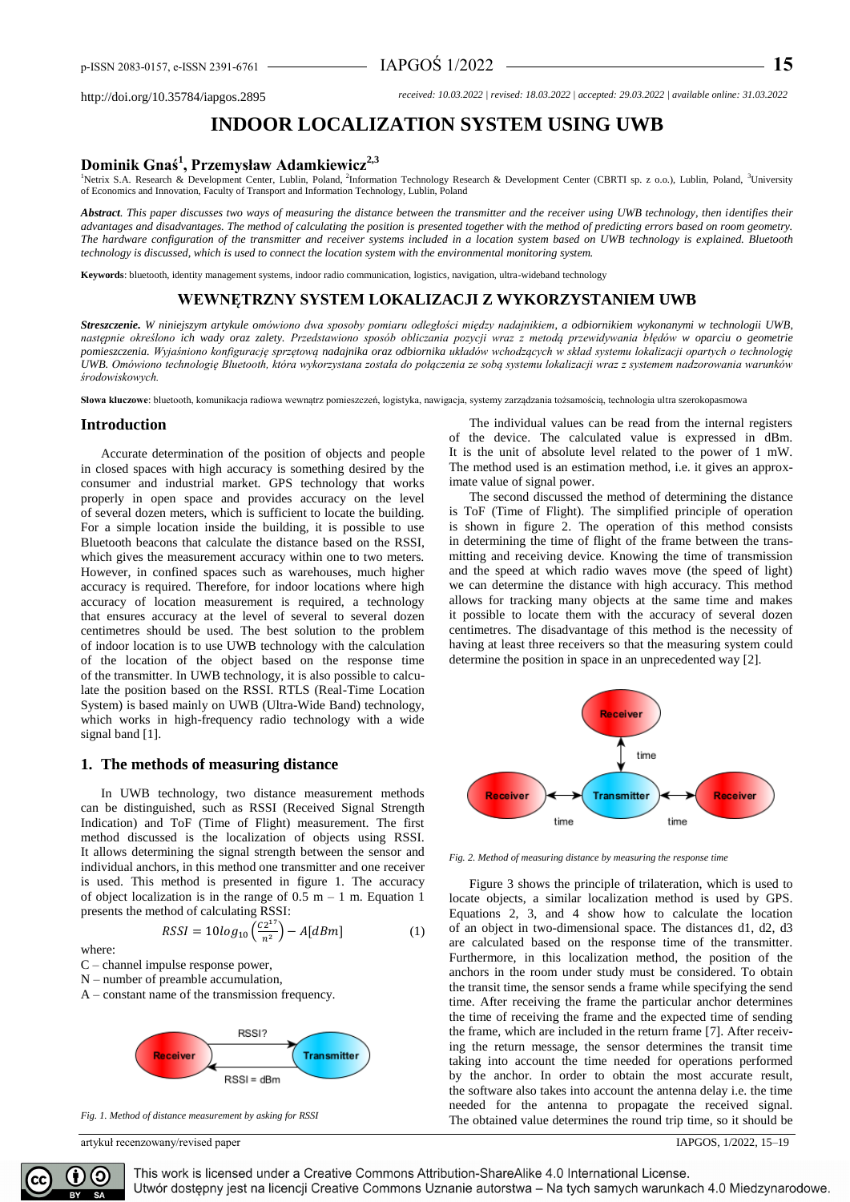http://doi.org/10.35784/iapgos.2895

*received: 10.03.2022 | revised: 18.03.2022 | accepted: 29.03.2022 | available online: 31.03.2022*

# INDOOR LOCALIZATION SYSTEM USING UWB

**Dominik Gnaś[1], Przemysław Adamkiewicz[2,3]**

[1]Netrix S.A. Research & Development Center, Lublin, Poland, [2]Information Technology Research & Development Center (CBRTI sp. z o.o.), Lublin, Poland, [3]University of Economics and Innovation, Faculty of Transport and Information Technology, Lublin, Poland

***Abstract**. This paper discusses two ways of measuring the distance between the transmitter and the receiver using UWB technology, then identifies their advantages and disadvantages. The method of calculating the position is presented together with the method of predicting errors based on room geometry. The hardware configuration of the transmitter and receiver systems included in a location system based on UWB technology is explained. Bluetooth technology is discussed, which is used to connect the location system with the environmental monitoring system.*

**Keywords**: bluetooth, identity management systems, indoor radio communication, logistics, navigation, ultra-wideband technology

## WEWNĘTRZNY SYSTEM LOKALIZACJI Z WYKORZYSTANIEM UWB

***Streszczenie.** W niniejszym artykule omówiono dwa sposoby pomiaru odległości między nadajnikiem, a odbiornikiem wykonanymi w technologii UWB, następnie określono ich wady oraz zalety. Przedstawiono sposób obliczania pozycji wraz z metodą przewidywania błędów w oparciu o geometrie pomieszczenia. Wyjaśniono konfigurację sprzętową nadajnika oraz odbiornika układów wchodzących w skład systemu lokalizacji opartych o technologię UWB. Omówiono technologię Bluetooth, która wykorzystana została do połączenia ze sobą systemu lokalizacji wraz z systemem nadzorowania warunków środowiskowych.*

**Słowa kluczowe**: bluetooth, komunikacja radiowa wewnątrz pomieszczeń, logistyka, nawigacja, systemy zarządzania tożsamością, technologia ultra szerokopasmowa

## Introduction

Accurate determination of the position of objects and people in closed spaces with high accuracy is something desired by the consumer and industrial market. GPS technology that works properly in open space and provides accuracy on the level of several dozen meters, which is sufficient to locate the building. For a simple location inside the building, it is possible to use Bluetooth beacons that calculate the distance based on the RSSI, which gives the measurement accuracy within one to two meters. However, in confined spaces such as warehouses, much higher accuracy is required. Therefore, for indoor locations where high accuracy of location measurement is required, a technology that ensures accuracy at the level of several to several dozen centimetres should be used. The best solution to the problem of indoor location is to use UWB technology with the calculation of the location of the object based on the response time of the transmitter. In UWB technology, it is also possible to calculate the position based on the RSSI. RTLS (Real-Time Location System) is based mainly on UWB (Ultra-Wide Band) technology, which works in high-frequency radio technology with a wide signal band [1].

## 1. The methods of measuring distance

In UWB technology, two distance measurement methods can be distinguished, such as RSSI (Received Signal Strength Indication) and ToF (Time of Flight) measurement. The first method discussed is the localization of objects using RSSI. It allows determining the signal strength between the sensor and individual anchors, in this method one transmitter and one receiver is used. This method is presented in figure 1. The accuracy of object localization is in the range of 0.5 m – 1 m. Equation 1 presents the method of calculating RSSI:

$$RSSI = 10log_{10}\left(\frac{C2^{17}}{n^2}\right) - A[dBm] \qquad (1)$$

where:

C – channel impulse response power,
N – number of preamble accumulation,
A – constant name of the transmission frequency.

*Fig. 1. Method of distance measurement by asking for RSSI*

The individual values can be read from the internal registers of the device. The calculated value is expressed in dBm. It is the unit of absolute level related to the power of 1 mW. The method used is an estimation method, i.e. it gives an approximate value of signal power.

The second discussed the method of determining the distance is ToF (Time of Flight). The simplified principle of operation is shown in figure 2. The operation of this method consists in determining the time of flight of the frame between the transmitting and receiving device. Knowing the time of transmission and the speed at which radio waves move (the speed of light) we can determine the distance with high accuracy. This method allows for tracking many objects at the same time and makes it possible to locate them with the accuracy of several dozen centimetres. The disadvantage of this method is the necessity of having at least three receivers so that the measuring system could determine the position in space in an unprecedented way [2].

*Fig. 2. Method of measuring distance by measuring the response time*

Figure 3 shows the principle of trilateration, which is used to locate objects, a similar localization method is used by GPS. Equations 2, 3, and 4 show how to calculate the location of an object in two-dimensional space. The distances d1, d2, d3 are calculated based on the response time of the transmitter. Furthermore, in this localization method, the position of the anchors in the room under study must be considered. To obtain the transit time, the sensor sends a frame while specifying the send time. After receiving the frame the particular anchor determines the time of receiving the frame and the expected time of sending the frame, which are included in the return frame [7]. After receiving the return message, the sensor determines the transit time taking into account the time needed for operations performed by the anchor. In order to obtain the most accurate result, the software also takes into account the antenna delay i.e. the time needed for the antenna to propagate the received signal. The obtained value determines the round trip time, so it should be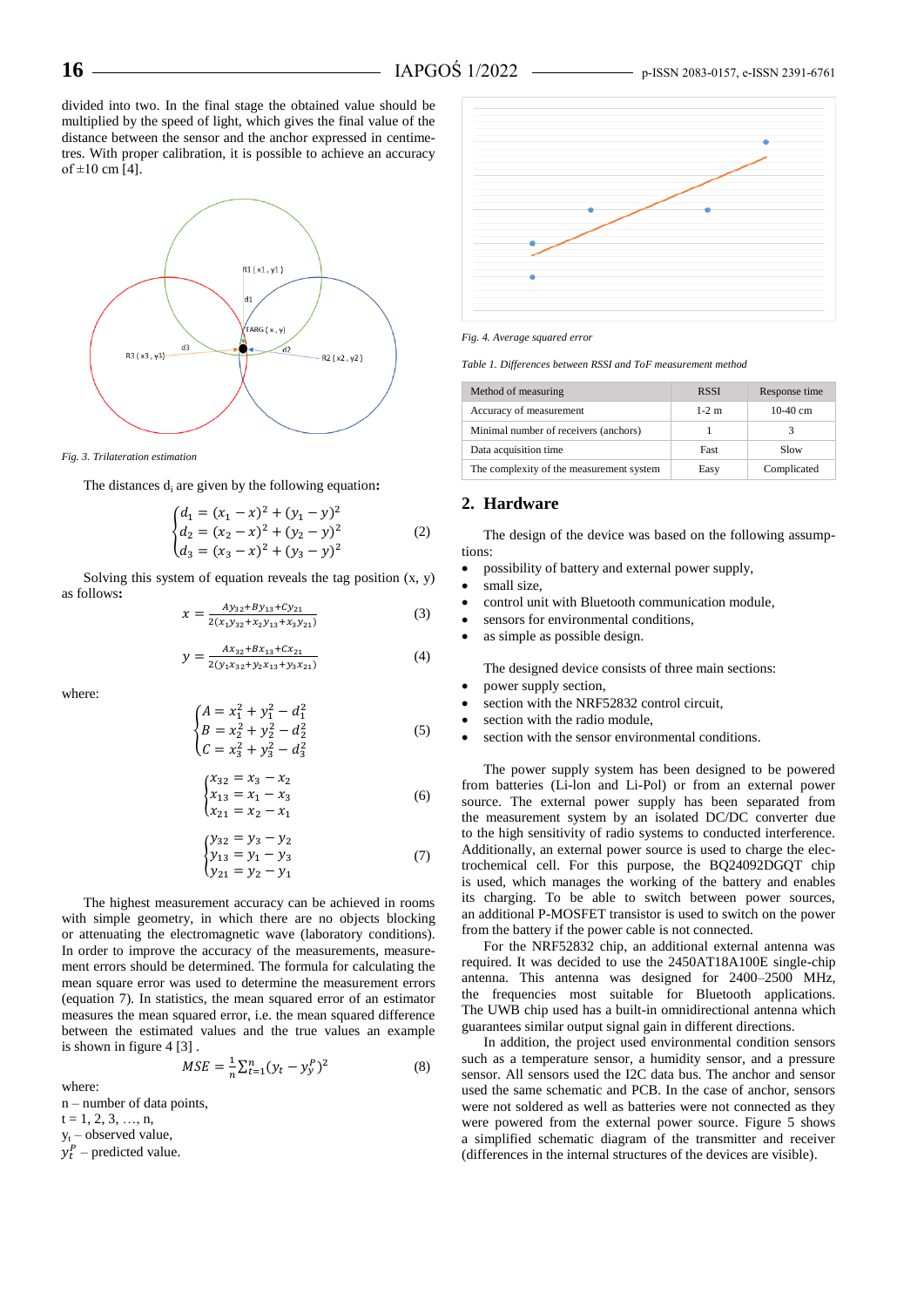divided into two. In the final stage the obtained value should be multiplied by the speed of light, which gives the final value of the distance between the sensor and the anchor expressed in centimetres. With proper calibration, it is possible to achieve an accuracy of ±10 cm [4].

*Fig. 3. Trilateration estimation*

The distances $d_i$ are given by the following equation:

$$\begin{cases} d_1 = (x_1 - x)^2 + (y_1 - y)^2 \\ d_2 = (x_2 - x)^2 + (y_2 - y)^2 \\ d_3 = (x_3 - x)^2 + (y_3 - y)^2 \end{cases} \quad (2)$$

Solving this system of equation reveals the tag position (x, y) as follows:

$$x = \frac{Ay_{32} + By_{13} + Cy_{21}}{2(x_1 y_{32} + x_2 y_{13} + x_3 y_{21})} \quad (3)$$

$$y = \frac{Ax_{32} + Bx_{13} + Cx_{21}}{2(y_1 x_{32} + y_2 x_{13} + y_3 x_{21})} \quad (4)$$

where:

$$\begin{cases} A = x_1^2 + y_1^2 - d_1^2 \\ B = x_2^2 + y_2^2 - d_2^2 \\ C = x_3^2 + y_3^2 - d_3^2 \end{cases} \quad (5)$$

$$\begin{cases} x_{32} = x_3 - x_2 \\ x_{13} = x_1 - x_3 \\ x_{21} = x_2 - x_1 \end{cases} \quad (6)$$

$$\begin{cases} y_{32} = y_3 - y_2 \\ y_{13} = y_1 - y_3 \\ y_{21} = y_2 - y_1 \end{cases} \quad (7)$$

The highest measurement accuracy can be achieved in rooms with simple geometry, in which there are no objects blocking or attenuating the electromagnetic wave (laboratory conditions). In order to improve the accuracy of the measurements, measurement errors should be determined. The formula for calculating the mean square error was used to determine the measurement errors (equation 7). In statistics, the mean squared error of an estimator measures the mean squared error, i.e. the mean squared difference between the estimated values and the true values an example is shown in figure 4 [3] .

$$MSE = \frac{1}{n}\sum_{t=1}^{n}(y_t - y_y^P)^2 \quad (8)$$

where:
n – number of data points,
t = 1, 2, 3, …, n,
$y_t$ – observed value,
$y_t^P$ – predicted value.

*Fig. 4. Average squared error*

*Table 1. Differences between RSSI and ToF measurement method*

| Method of measuring | RSSI | Response time |
|---|---|---|
| Accuracy of measurement | 1-2 m | 10-40 cm |
| Minimal number of receivers (anchors) | 1 | 3 |
| Data acquisition time | Fast | Slow |
| The complexity of the measurement system | Easy | Complicated |

## 2. Hardware

The design of the device was based on the following assumptions:

- possibility of battery and external power supply,
- small size,
- control unit with Bluetooth communication module,
- sensors for environmental conditions,
- as simple as possible design.

The designed device consists of three main sections:

- power supply section,
- section with the NRF52832 control circuit,
- section with the radio module,
- section with the sensor environmental conditions.

The power supply system has been designed to be powered from batteries (Li-Ion and Li-Pol) or from an external power source. The external power supply has been separated from the measurement system by an isolated DC/DC converter due to the high sensitivity of radio systems to conducted interference. Additionally, an external power source is used to charge the electrochemical cell. For this purpose, the BQ24092DGQT chip is used, which manages the working of the battery and enables its charging. To be able to switch between power sources, an additional P-MOSFET transistor is used to switch on the power from the battery if the power cable is not connected.

For the NRF52832 chip, an additional external antenna was required. It was decided to use the 2450AT18A100E single-chip antenna. This antenna was designed for 2400–2500 MHz, the frequencies most suitable for Bluetooth applications. The UWB chip used has a built-in omnidirectional antenna which guarantees similar output signal gain in different directions.

In addition, the project used environmental condition sensors such as a temperature sensor, a humidity sensor, and a pressure sensor. All sensors used the I2C data bus. The anchor and sensor used the same schematic and PCB. In the case of anchor, sensors were not soldered as well as batteries were not connected as they were powered from the external power source. Figure 5 shows a simplified schematic diagram of the transmitter and receiver (differences in the internal structures of the devices are visible).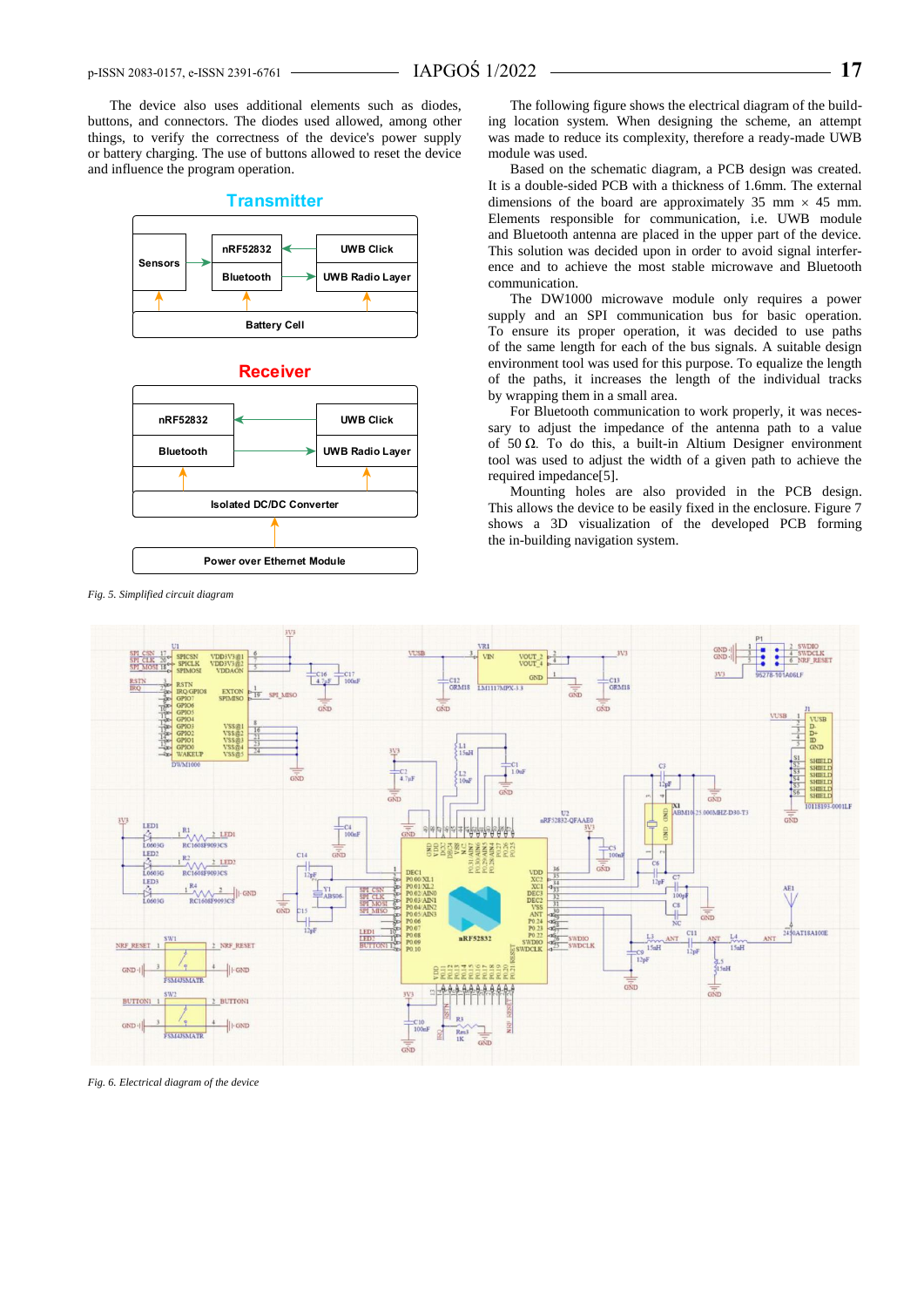The device also uses additional elements such as diodes, buttons, and connectors. The diodes used allowed, among other things, to verify the correctness of the device's power supply or battery charging. The text buttons allowed to reset the device and influence the program operation.

Fig. 5. Simplified circuit diagram

The following figure shows the electrical diagram of the building location system. When designing the scheme, an attempt was made to reduce its complexity, therefore a ready-made UWB module was used.

Based on the schematic diagram, a PCB design was created. It is a double-sided PCB with a thickness of 1.6mm. The external dimensions of the board are approximately 35 mm × 45 mm. Elements responsible for communication, i.e. UWB module and Bluetooth antenna are placed in the upper part of the device. This solution was decided upon in order to avoid signal interference and to achieve the most stable microwave and Bluetooth communication.

The DW1000 microwave module only requires a power supply and an SPI communication bus for basic operation. To ensure its proper operation, it was decided to use paths of the same length for each of the bus signals. A suitable design environment tool was used for this purpose. To equalize the length of the paths, it increases the length of the individual tracks by wrapping them in a small area.

For Bluetooth communication to work properly, it was necessary to adjust the impedance of the antenna path to a value of 50 Ω. To do this, a built-in Altium Designer environment tool was used to adjust the width of a given path to achieve the required impedance[5].

Mounting holes are also provided in the PCB design. This allows the device to be easily fixed in the enclosure. Figure 7 shows a 3D visualization of the developed PCB forming the in-building navigation system.

Fig. 6. Electrical diagram of the device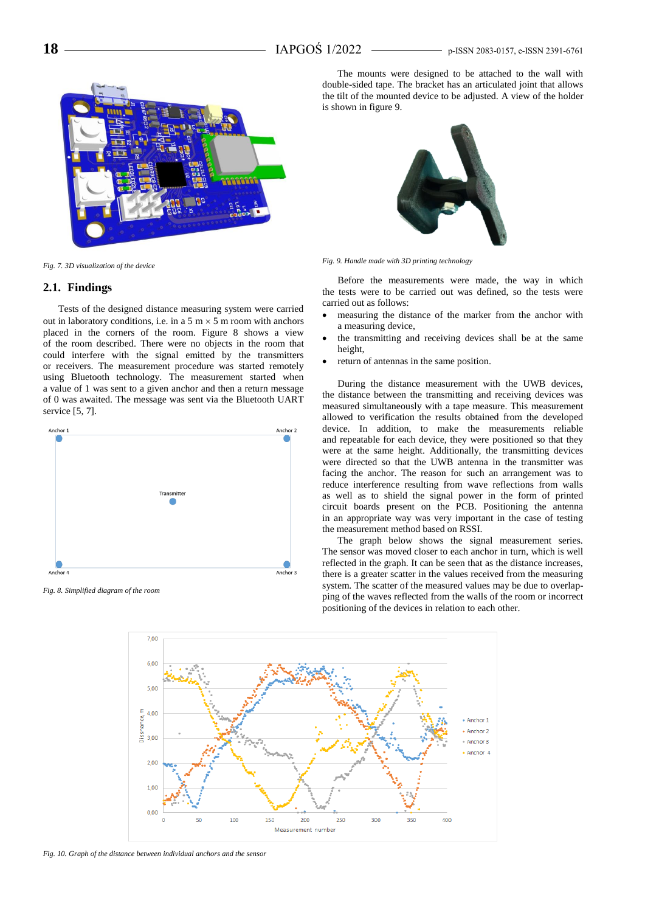Fig. 7. 3D visualization of the device

## 2.1. Findings

Tests of the designed distance measuring system were carried out in laboratory conditions, i.e. in a 5 m × 5 m room with anchors placed in the corners of the room. Figure 8 shows a view of the room described. There were no objects in the room that could interfere with the signal emitted by the transmitters or receivers. The measurement procedure was started remotely using Bluetooth technology. The measurement started when a value of 1 was sent to a given anchor and then a return message of 0 was awaited. The message was sent via the Bluetooth UART service [5, 7].

Fig. 8. Simplified diagram of the room

The mounts were designed to be attached to the wall with double-sided tape. The bracket has an articulated joint that allows the tilt of the mounted device to be adjusted. A view of the holder is shown in figure 9.

Fig. 9. Handle made with 3D printing technology

Before the measurements were made, the way in which the tests were to be carried out was defined, so the tests were carried out as follows:

- measuring the distance of the marker from the anchor with a measuring device,
- the transmitting and receiving devices shall be at the same height,
- return of antennas in the same position.

During the distance measurement with the UWB devices, the distance between the transmitting and receiving devices was measured simultaneously with a tape measure. This measurement allowed to verification the results obtained from the developed device. In addition, to make the measurements reliable and repeatable for each device, they were positioned so that they were at the same height. Additionally, the transmitting devices were directed so that the UWB antenna in the transmitter was facing the anchor. The reason for such an arrangement was to reduce interference resulting from wave reflections from walls as well as to shield the signal power in the form of printed circuit boards present on the PCB. Positioning the antenna in an appropriate way was very important in the case of testing the measurement method based on RSSI.

The graph below shows the signal measurement series. The sensor was moved closer to each anchor in turn, which is well reflected in the graph. It can be seen that as the distance increases, there is a greater scatter in the values received from the measuring system. The scatter of the measured values may be due to overlapping of the waves reflected from the walls of the room or incorrect positioning of the devices in relation to each other.

Fig. 10. Graph of the distance between individual anchors and the sensor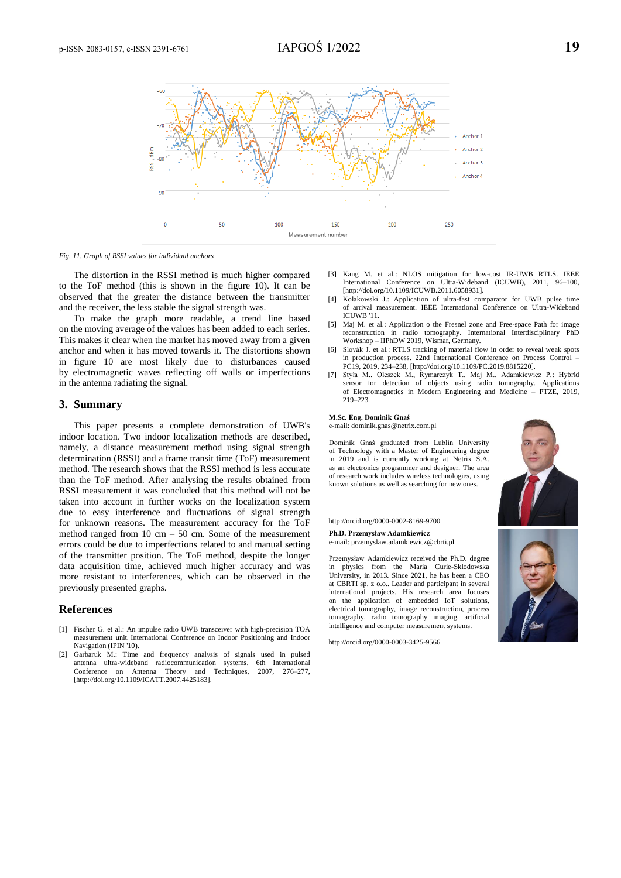-60

-70

-80

-90

RSSI, dBm

0 50 100 150 200 250

Measurement number

Anchor 1
Anchor 2
Anchor 3
Anchor 4

*Fig. 11. Graph of RSSI values for individual anchors*

The distortion in the RSSI method is much higher compared to the ToF method (this is shown in the figure 10). It can be observed that the greater the distance between the transmitter and the receiver, the less stable the signal strength was.

To make the graph more readable, a trend line based on the moving average of the values has been added to each series. This makes it clear when the market has moved away from a given anchor and when it has moved towards it. The distortions shown in figure 10 are most likely due to disturbances caused by electromagnetic waves reflecting off walls or imperfections in the antenna radiating the signal.

## 3. Summary

This paper presents a complete demonstration of UWB's indoor location. Two indoor localization methods are described, namely, a distance measurement method using signal strength determination (RSSI) and a frame transit time (ToF) measurement method. The research shows that the RSSI method is less accurate than the ToF method. After analysing the results obtained from RSSI measurement it was concluded that this method will not be taken into account in further works on the localization system due to easy interference and fluctuations of signal strength for unknown reasons. The measurement accuracy for the ToF method ranged from 10 cm – 50 cm. Some of the measurement errors could be due to imperfections related to and manual setting of the transmitter position. The ToF method, despite the longer data acquisition time, achieved much higher accuracy and was more resistant to interferences, which can be observed in the previously presented graphs.

## References

[1] Fischer G. et al.: An impulse radio UWB transceiver with high-precision TOA measurement unit. International Conference on Indoor Positioning and Indoor Navigation (IPIN '10).

[2] Garbaruk M.: Time and frequency analysis of signals used in pulsed antenna ultra-wideband radiocommunication systems. 6th International Conference on Antenna Theory and Techniques, 2007, 276–277, [http://doi.org/10.1109/ICATT.2007.4425183].

[3] Kang M. et al.: NLOS mitigation for low-cost IR-UWB RTLS. IEEE International Conference on Ultra-Wideband (ICUWB), 2011, 96–100, [http://doi.org/10.1109/ICUWB.2011.6058931].

[4] Kolakowski J.: Application of ultra-fast comparator for UWB pulse time of arrival measurement. IEEE International Conference on Ultra-Wideband ICUWB '11.

[5] Maj M. et al.: Application o the Fresnel zone and Free-space Path for image reconstruction in radio tomography. International Interdisciplinary PhD Workshop – IIPhDW 2019, Wismar, Germany.

[6] Slovák J. et al.: RTLS tracking of material flow in order to reveal weak spots in production process. 22nd International Conference on Process Control – PC19, 2019, 234–238, [http://doi.org/10.1109/PC.2019.8815220].

[7] Styła M., Oleszek M., Rymarczyk T., Maj M., Adamkiewicz P.: Hybrid sensor for detection of objects using radio tomography. Applications of Electromagnetics in Modern Engineering and Medicine – PTZE, 2019, 219–223.

**M.Sc. Eng. Dominik Gnaś**
e-mail: dominik.gnas@netrix.com.pl

Dominik Gnaś graduated from Lublin University of Technology with a Master of Engineering degree in 2019 and is currently working at Netrix S.A. as an electronics programmer and designer. The area of research work includes wireless technologies, using known solutions as well as searching for new ones.

http://orcid.org/0000-0002-8169-9700

**Ph.D. Przemysław Adamkiewicz**
e-mail: przemyslaw.adamkiewicz@cbrti.pl

Przemysław Adamkiewicz received the Ph.D. degree in physics from the Maria Curie-Sklodowska University, in 2013. Since 2021, he has been a CEO at CBRTI sp. z o.o.. Leader and participant in several international projects. His research area focuses on the application of embedded IoT solutions, electrical tomography, image reconstruction, process tomography, radio tomography imaging, artificial intelligence and computer measurement systems.

http://orcid.org/0000-0003-3425-9566